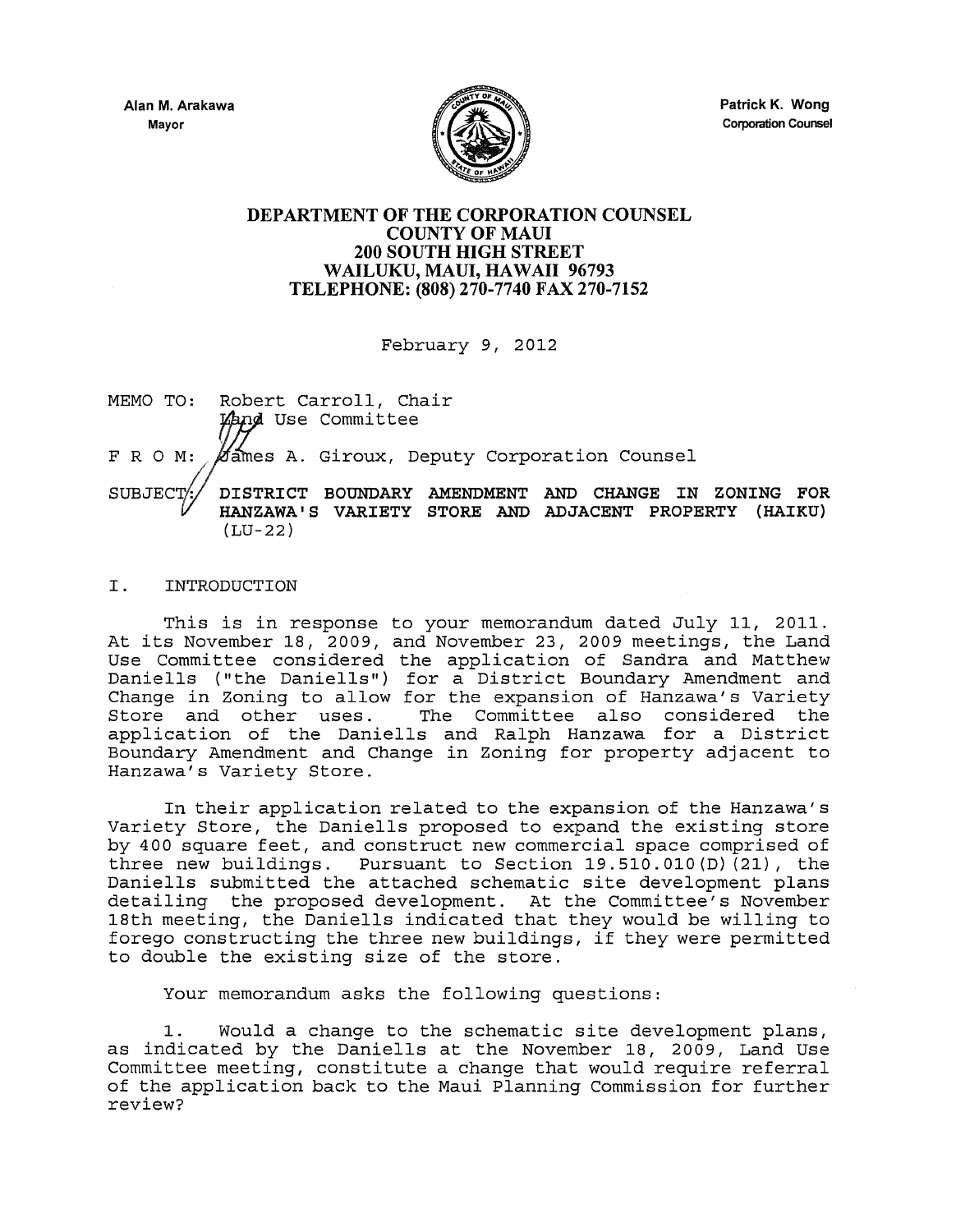Alan M. Arakawa
Mayor

Patrick K. Wong
Corporation Counsel

# DEPARTMENT OF THE CORPORATION COUNSEL
## COUNTY OF MAUI
## 200 SOUTH HIGH STREET
## WAILUKU, MAUI, HAWAII 96793
## TELEPHONE: (808) 270-7740 FAX 270-7152

February 9, 2012

MEMO TO: Robert Carroll, Chair
Land Use Committee

F R O M: James A. Giroux, Deputy Corporation Counsel

SUBJECT: **DISTRICT BOUNDARY AMENDMENT AND CHANGE IN ZONING FOR HANZAWA'S VARIETY STORE AND ADJACENT PROPERTY (HAIKU)** (LU-22)

I. INTRODUCTION

This is in response to your memorandum dated July 11, 2011. At its November 18, 2009, and November 23, 2009 meetings, the Land Use Committee considered the application of Sandra and Matthew Daniells ("the Daniells") for a District Boundary Amendment and Change in Zoning to allow for the expansion of Hanzawa's Variety Store and other uses. The Committee also considered the application of the Daniells and Ralph Hanzawa for a District Boundary Amendment and Change in Zoning for property adjacent to Hanzawa's Variety Store.

In their application related to the expansion of the Hanzawa's Variety Store, the Daniells proposed to expand the existing store by 400 square feet, and construct new commercial space comprised of three new buildings. Pursuant to Section 19.510.010(D)(21), the Daniells submitted the attached schematic site development plans detailing the proposed development. At the Committee's November 18th meeting, the Daniells indicated that they would be willing to forego constructing the three new buildings, if they were permitted to double the existing size of the store.

Your memorandum asks the following questions:

1. Would a change to the schematic site development plans, as indicated by the Daniells at the November 18, 2009, Land Use Committee meeting, constitute a change that would require referral of the application back to the Maui Planning Commission for further review?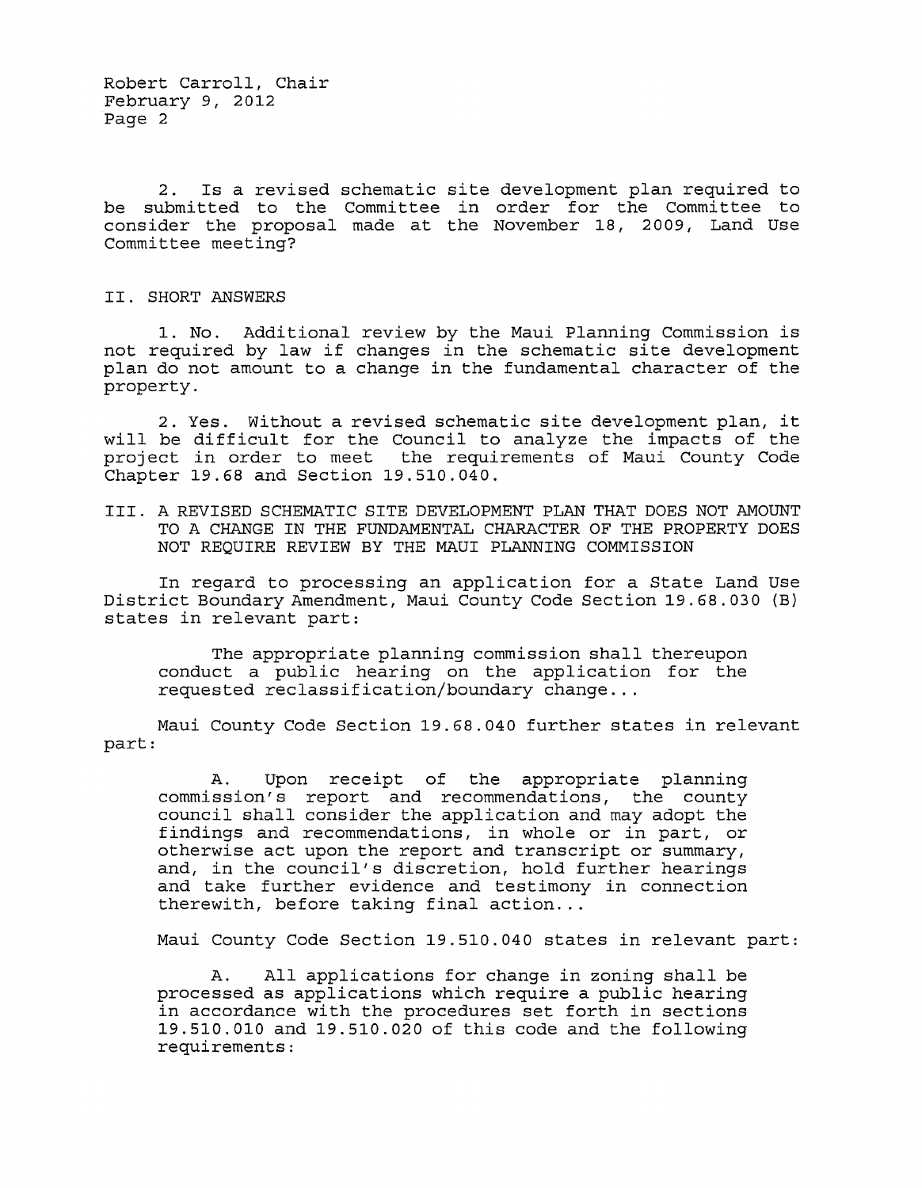2. Is a revised schematic site development plan required to be submitted to the Committee in order for the Committee to consider the proposal made at the November 18, 2009, Land Use Committee meeting?

## II. SHORT ANSWERS

1. No. Additional review by the Maui Planning Commission is not required by law if changes in the schematic site development plan do not amount to a change in the fundamental character of the property.

2. Yes. Without a revised schematic site development plan, it will be difficult for the Council to analyze the impacts of the project in order to meet the requirements of Maui County Code Chapter 19.68 and Section 19.510.040.

## III. A REVISED SCHEMATIC SITE DEVELOPMENT PLAN THAT DOES NOT AMOUNT TO A CHANGE IN THE FUNDAMENTAL CHARACTER OF THE PROPERTY DOES NOT REQUIRE REVIEW BY THE MAUI PLANNING COMMISSION

In regard to processing an application for a State Land Use District Boundary Amendment, Maui County Code Section 19.68.030 (B) states in relevant part:

> The appropriate planning commission shall thereupon conduct a public hearing on the application for the requested reclassification/boundary change...

Maui County Code Section 19.68.040 further states in relevant part:

> A. Upon receipt of the appropriate planning commission's report and recommendations, the county council shall consider the application and may adopt the findings and recommendations, in whole or in part, or otherwise act upon the report and transcript or summary, and, in the council's discretion, hold further hearings and take further evidence and testimony in connection therewith, before taking final action...

Maui County Code Section 19.510.040 states in relevant part:

> A. All applications for change in zoning shall be processed as applications which require a public hearing in accordance with the procedures set forth in sections 19.510.010 and 19.510.020 of this code and the following requirements: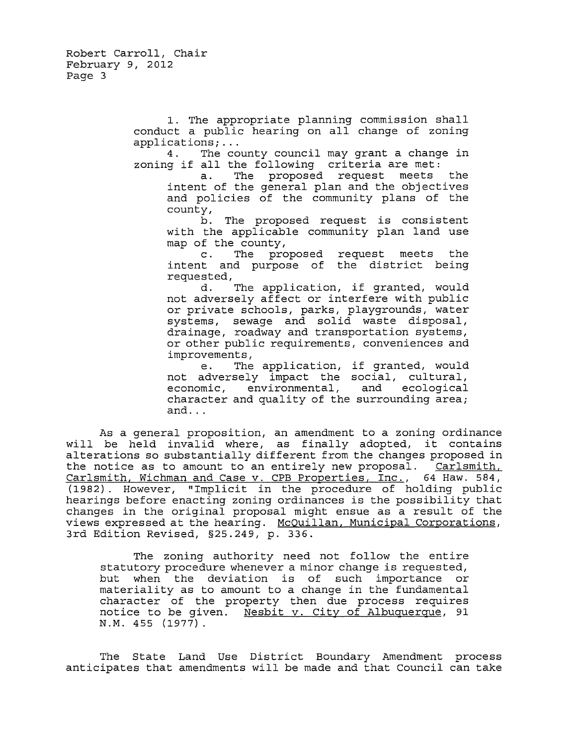> 1. The appropriate planning commission shall conduct a public hearing on all change of zoning applications;...
>
> 4. The county council may grant a change in zoning if all the following criteria are met:
>
> a. The proposed request meets the intent of the general plan and the objectives and policies of the community plans of the county,
>
> b. The proposed request is consistent with the applicable community plan land use map of the county,
>
> c. The proposed request meets the intent and purpose of the district being requested,
>
> d. The application, if granted, would not adversely affect or interfere with public or private schools, parks, playgrounds, water systems, sewage and solid waste disposal, drainage, roadway and transportation systems, or other public requirements, conveniences and improvements,
>
> e. The application, if granted, would not adversely impact the social, cultural, economic, environmental, and ecological character and quality of the surrounding area; and...

As a general proposition, an amendment to a zoning ordinance will be held invalid where, as finally adopted, it contains alterations so substantially different from the changes proposed in the notice as to amount to an entirely new proposal. Carlsmith, Carlsmith, Wichman and Case v. CPB Properties, Inc., 64 Haw. 584, (1982). However, "Implicit in the procedure of holding public hearings before enacting zoning ordinances is the possibility that changes in the original proposal might ensue as a result of the views expressed at the hearing. McQuillan, Municipal Corporations, 3rd Edition Revised, §25.249, p. 336.

> The zoning authority need not follow the entire statutory procedure whenever a minor change is requested, but when the deviation is of such importance or materiality as to amount to a change in the fundamental character of the property then due process requires notice to be given. Nesbit v. City of Albuquerque, 91 N.M. 455 (1977).

The State Land Use District Boundary Amendment process anticipates that amendments will be made and that Council can take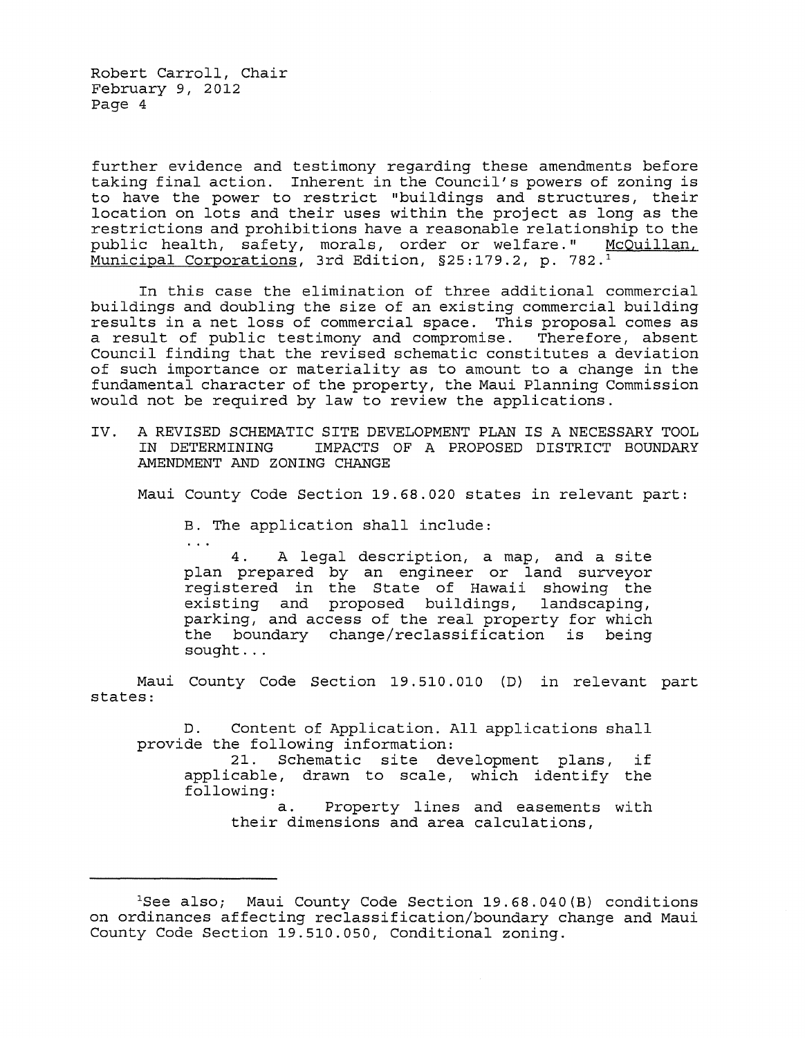further evidence and testimony regarding these amendments before taking final action. Inherent in the Council's powers of zoning is to have the power to restrict "buildings and structures, their location on lots and their uses within the project as long as the restrictions and prohibitions have a reasonable relationship to the public health, safety, morals, order or welfare." McQuillan, Municipal Corporations, 3rd Edition, §25:179.2, p. 782.[1]

In this case the elimination of three additional commercial buildings and doubling the size of an existing commercial building results in a net loss of commercial space. This proposal comes as a result of public testimony and compromise. Therefore, absent Council finding that the revised schematic constitutes a deviation of such importance or materiality as to amount to a change in the fundamental character of the property, the Maui Planning Commission would not be required by law to review the applications.

## IV. A REVISED SCHEMATIC SITE DEVELOPMENT PLAN IS A NECESSARY TOOL IN DETERMINING IMPACTS OF A PROPOSED DISTRICT BOUNDARY AMENDMENT AND ZONING CHANGE

Maui County Code Section 19.68.020 states in relevant part:

> B. The application shall include:
>
> ...
>
> 4. A legal description, a map, and a site plan prepared by an engineer or land surveyor registered in the State of Hawaii showing the existing and proposed buildings, landscaping, parking, and access of the real property for which the boundary change/reclassification is being sought...

Maui County Code Section 19.510.010 (D) in relevant part states:

> D. Content of Application. All applications shall provide the following information:
>
> 21. Schematic site development plans, if applicable, drawn to scale, which identify the following:
>
> a. Property lines and easements with their dimensions and area calculations,

---

[1] See also; Maui County Code Section 19.68.040(B) conditions on ordinances affecting reclassification/boundary change and Maui County Code Section 19.510.050, Conditional zoning.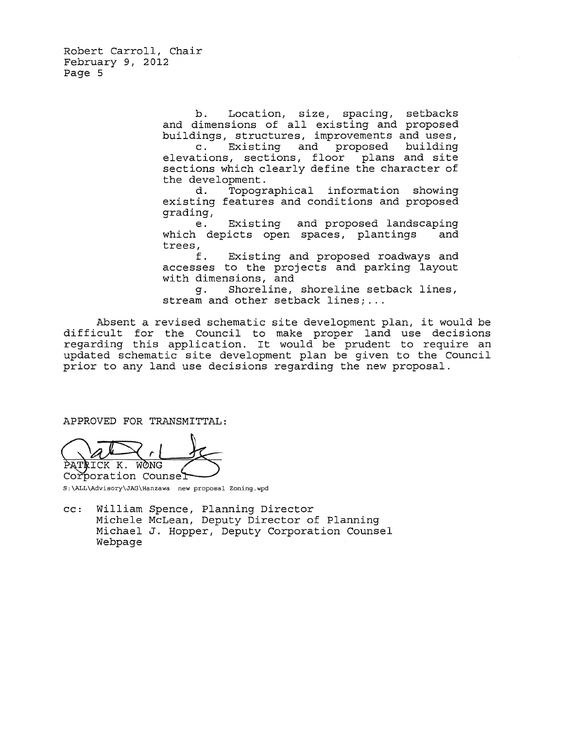b. Location, size, spacing, setbacks and dimensions of all existing and proposed buildings, structures, improvements and uses,

c. Existing and proposed building elevations, sections, floor plans and site sections which clearly define the character of the development.

d. Topographical information showing existing features and conditions and proposed grading,

e. Existing and proposed landscaping which depicts open spaces, plantings and trees,

f. Existing and proposed roadways and accesses to the projects and parking layout with dimensions, and

g. Shoreline, shoreline setback lines, stream and other setback lines;...

Absent a revised schematic site development plan, it would be difficult for the Council to make proper land use decisions regarding this application. It would be prudent to require an updated schematic site development plan be given to the Council prior to any land use decisions regarding the new proposal.

APPROVED FOR TRANSMITTAL:

PATRICK K. WONG
Corporation Counsel

S:\ALL\Advisory\JAG\Hanzawa new proposal Zoning.wpd

cc: William Spence, Planning Director
Michele McLean, Deputy Director of Planning
Michael J. Hopper, Deputy Corporation Counsel
Webpage